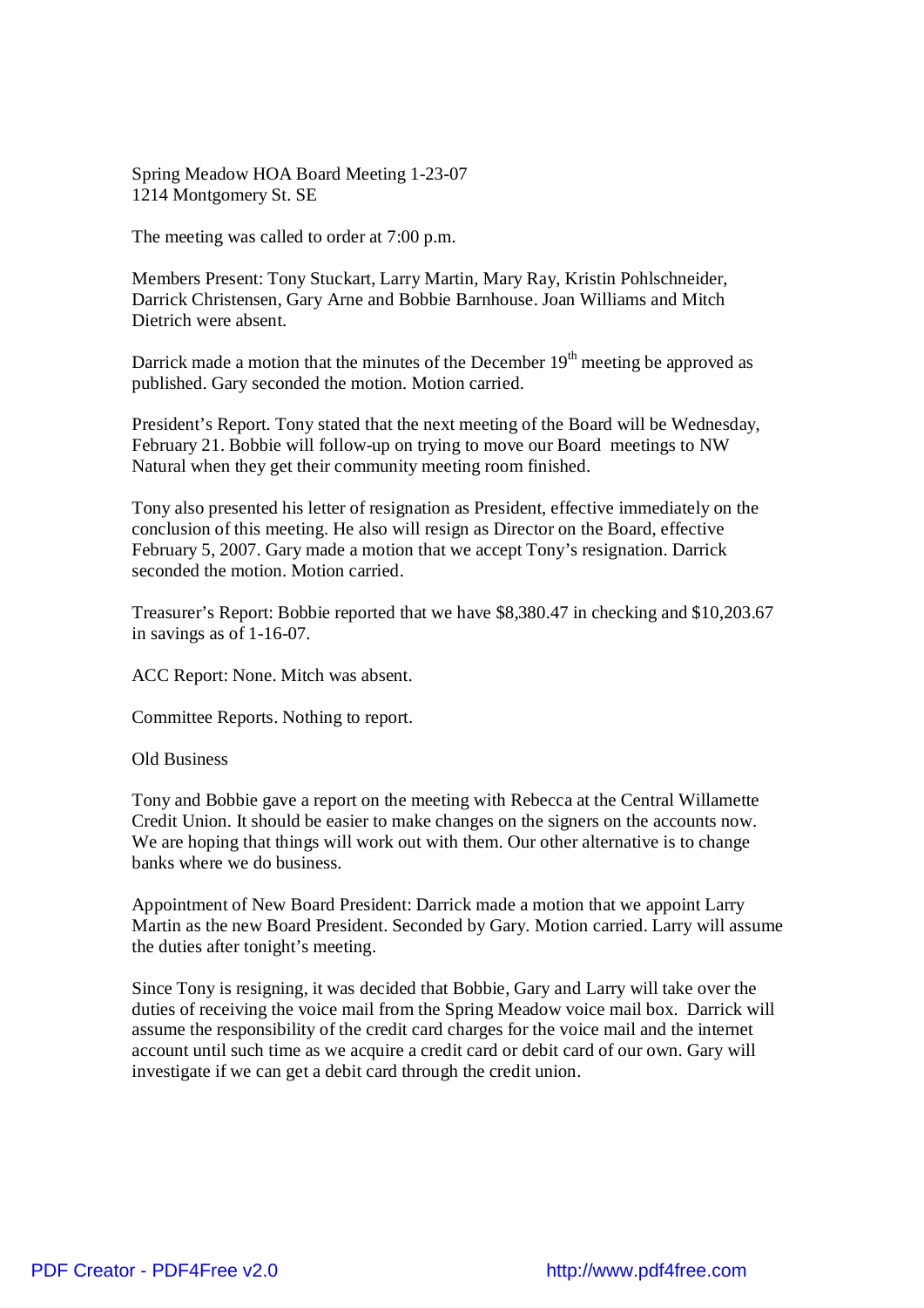Spring Meadow HOA Board Meeting 1-23-07
1214 Montgomery St. SE

The meeting was called to order at 7:00 p.m.

Members Present: Tony Stuckart, Larry Martin, Mary Ray, Kristin Pohlschneider, Darrick Christensen, Gary Arne and Bobbie Barnhouse. Joan Williams and Mitch Dietrich were absent.

Darrick made a motion that the minutes of the December 19th meeting be approved as published. Gary seconded the motion. Motion carried.

President's Report. Tony stated that the next meeting of the Board will be Wednesday, February 21. Bobbie will follow-up on trying to move our Board meetings to NW Natural when they get their community meeting room finished.

Tony also presented his letter of resignation as President, effective immediately on the conclusion of this meeting. He also will resign as Director on the Board, effective February 5, 2007. Gary made a motion that we accept Tony's resignation. Darrick seconded the motion. Motion carried.

Treasurer's Report: Bobbie reported that we have $8,380.47 in checking and $10,203.67 in savings as of 1-16-07.

ACC Report: None. Mitch was absent.

Committee Reports. Nothing to report.

Old Business

Tony and Bobbie gave a report on the meeting with Rebecca at the Central Willamette Credit Union. It should be easier to make changes on the signers on the accounts now. We are hoping that things will work out with them. Our other alternative is to change banks where we do business.

Appointment of New Board President: Darrick made a motion that we appoint Larry Martin as the new Board President. Seconded by Gary. Motion carried. Larry will assume the duties after tonight's meeting.

Since Tony is resigning, it was decided that Bobbie, Gary and Larry will take over the duties of receiving the voice mail from the Spring Meadow voice mail box. Darrick will assume the responsibility of the credit card charges for the voice mail and the internet account until such time as we acquire a credit card or debit card of our own. Gary will investigate if we can get a debit card through the credit union.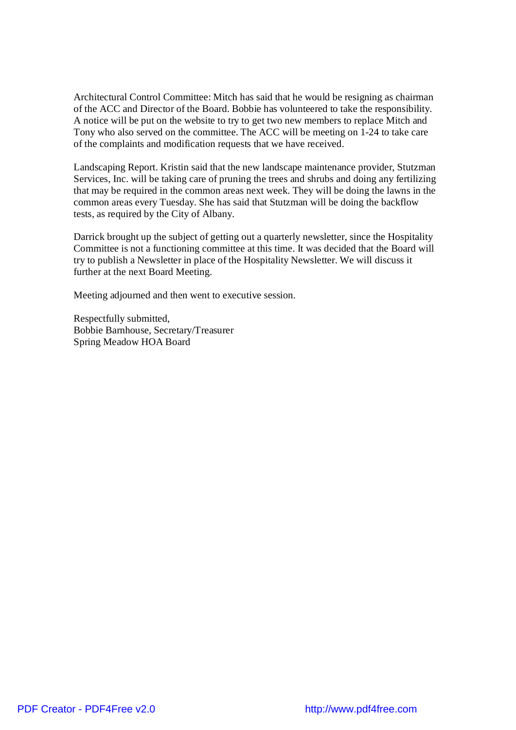Architectural Control Committee: Mitch has said that he would be resigning as chairman of the ACC and Director of the Board. Bobbie has volunteered to take the responsibility. A notice will be put on the website to try to get two new members to replace Mitch and Tony who also served on the committee. The ACC will be meeting on 1-24 to take care of the complaints and modification requests that we have received.

Landscaping Report. Kristin said that the new landscape maintenance provider, Stutzman Services, Inc. will be taking care of pruning the trees and shrubs and doing any fertilizing that may be required in the common areas next week. They will be doing the lawns in the common areas every Tuesday. She has said that Stutzman will be doing the backflow tests, as required by the City of Albany.

Darrick brought up the subject of getting out a quarterly newsletter, since the Hospitality Committee is not a functioning committee at this time. It was decided that the Board will try to publish a Newsletter in place of the Hospitality Newsletter. We will discuss it further at the next Board Meeting.

Meeting adjourned and then went to executive session.

Respectfully submitted,
Bobbie Barnhouse, Secretary/Treasurer
Spring Meadow HOA Board